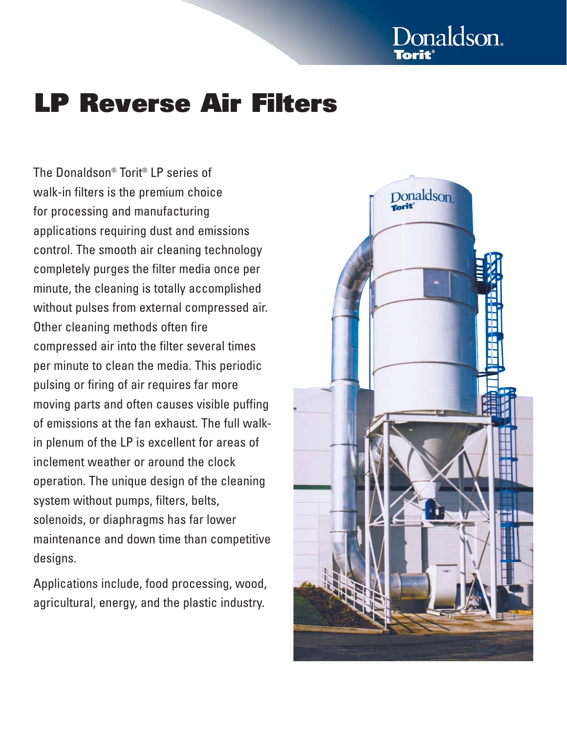# LP Reverse Air Filters

The Donaldson® Torit® LP series of walk-in filters is the premium choice for processing and manufacturing applications requiring dust and emissions control. The smooth air cleaning technology completely purges the filter media once per minute, the cleaning is totally accomplished without pulses from external compressed air. Other cleaning methods often fire compressed air into the filter several times per minute to clean the media. This periodic pulsing or firing of air requires far more moving parts and often causes visible puffing of emissions at the fan exhaust. The full walk-in plenum of the LP is excellent for areas of inclement weather or around the clock operation. The unique design of the cleaning system without pumps, filters, belts, solenoids, or diaphragms has far lower maintenance and down time than competitive designs.

Applications include, food processing, wood, agricultural, energy, and the plastic industry.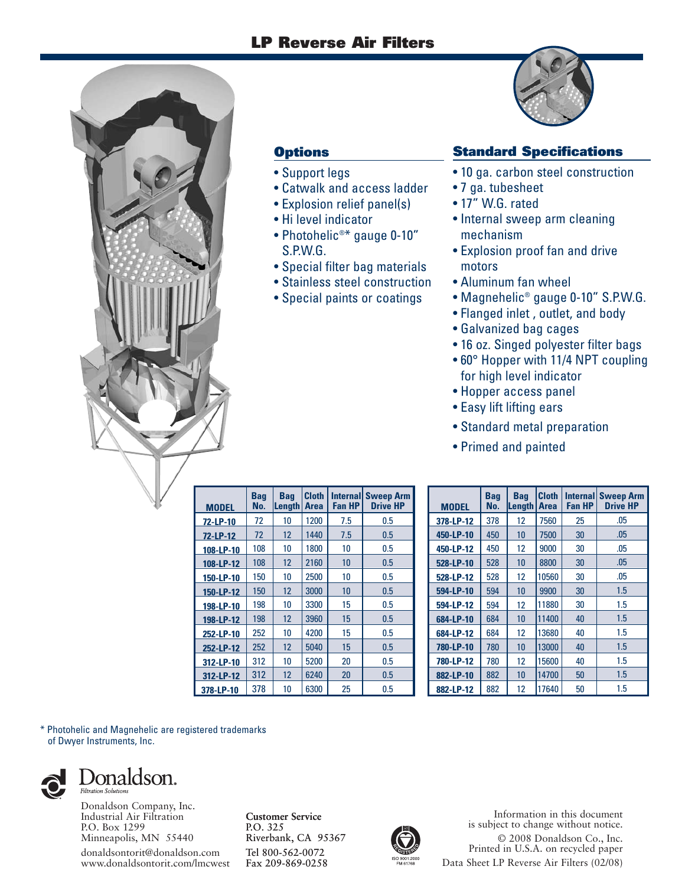# LP Reverse Air Filters

## Options

- Support legs
- Catwalk and access ladder
- Explosion relief panel(s)
- Hi level indicator
- Photohelic®* gauge 0-10" S.P.W.G.
- Special filter bag materials
- Stainless steel construction
- Special paints or coatings

## Standard Specifications

- 10 ga. carbon steel construction
- 7 ga. tubesheet
- 17" W.G. rated
- Internal sweep arm cleaning mechanism
- Explosion proof fan and drive motors
- Aluminum fan wheel
- Magnehelic® gauge 0-10" S.P.W.G.
- Flanged inlet , outlet, and body
- Galvanized bag cages
- 16 oz. Singed polyester filter bags
- 60° Hopper with 11/4 NPT coupling for high level indicator
- Hopper access panel
- Easy lift lifting ears
- Standard metal preparation
- Primed and painted

| MODEL | Bag No. | Bag Length | Cloth Area | Internal Fan HP | Sweep Arm Drive HP |
|---|---|---|---|---|---|
| 72-LP-10 | 72 | 10 | 1200 | 7.5 | 0.5 |
| 72-LP-12 | 72 | 12 | 1440 | 7.5 | 0.5 |
| 108-LP-10 | 108 | 10 | 1800 | 10 | 0.5 |
| 108-LP-12 | 108 | 12 | 2160 | 10 | 0.5 |
| 150-LP-10 | 150 | 10 | 2500 | 10 | 0.5 |
| 150-LP-12 | 150 | 12 | 3000 | 10 | 0.5 |
| 198-LP-10 | 198 | 10 | 3300 | 15 | 0.5 |
| 198-LP-12 | 198 | 12 | 3960 | 15 | 0.5 |
| 252-LP-10 | 252 | 10 | 4200 | 15 | 0.5 |
| 252-LP-12 | 252 | 12 | 5040 | 15 | 0.5 |
| 312-LP-10 | 312 | 10 | 5200 | 20 | 0.5 |
| 312-LP-12 | 312 | 12 | 6240 | 20 | 0.5 |
| 378-LP-10 | 378 | 10 | 6300 | 25 | 0.5 |

| MODEL | Bag No. | Bag Length | Cloth Area | Internal Fan HP | Sweep Arm Drive HP |
|---|---|---|---|---|---|
| 378-LP-12 | 378 | 12 | 7560 | 25 | .05 |
| 450-LP-10 | 450 | 10 | 7500 | 30 | .05 |
| 450-LP-12 | 450 | 12 | 9000 | 30 | .05 |
| 528-LP-10 | 528 | 10 | 8800 | 30 | .05 |
| 528-LP-12 | 528 | 12 | 10560 | 30 | .05 |
| 594-LP-10 | 594 | 10 | 9900 | 30 | 1.5 |
| 594-LP-12 | 594 | 12 | 11880 | 30 | 1.5 |
| 684-LP-10 | 684 | 10 | 11400 | 40 | 1.5 |
| 684-LP-12 | 684 | 12 | 13680 | 40 | 1.5 |
| 780-LP-10 | 780 | 10 | 13000 | 40 | 1.5 |
| 780-LP-12 | 780 | 12 | 15600 | 40 | 1.5 |
| 882-LP-10 | 882 | 10 | 14700 | 50 | 1.5 |
| 882-LP-12 | 882 | 12 | 17640 | 50 | 1.5 |

\* Photohelic and Magnehelic are registered trademarks of Dwyer Instruments, Inc.

Donaldson.
*Filtration Solutions*

Donaldson Company, Inc.
Industrial Air Filtration
P.O. Box 1299
Minneapolis, MN 55440
donaldsontorit@donaldson.com
www.donaldsontorit.com/lmcwest

**Customer Service**
P.O. 325
Riverbank, CA 95367
Tel 800-562-0072
Fax 209-869-0258

ISO 9001:2000
FM 61768

Information in this document is subject to change without notice.
© 2008 Donaldson Co., Inc.
Printed in U.S.A. on recycled paper
Data Sheet LP Reverse Air Filters (02/08)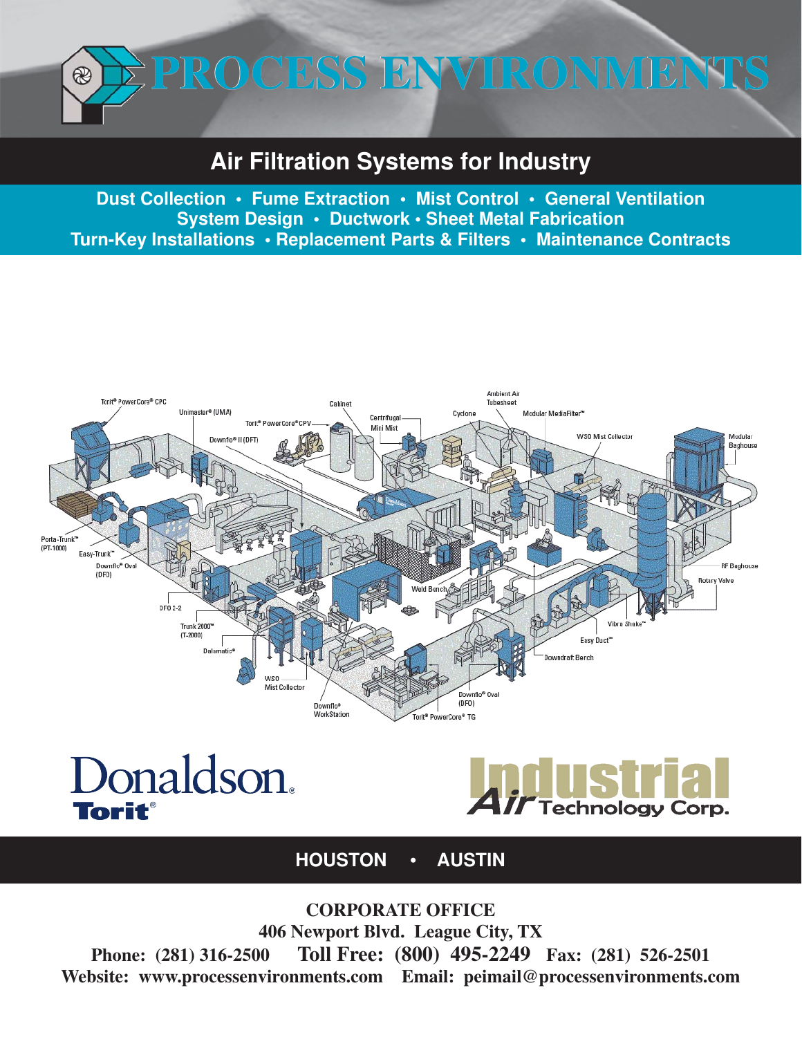# PROCESS ENVIRONMENTS

## Air Filtration Systems for Industry

**Dust Collection • Fume Extraction • Mist Control • General Ventilation**
**System Design • Ductwork • Sheet Metal Fabrication**
**Turn-Key Installations • Replacement Parts & Filters • Maintenance Contracts**

Torit® PowerCore® CPC
Unimaster® (UMA)
Torit® PowerCore® CPV
Downfo® II (DFT)
Cabinet
Centrifugal Mini Mist
Cyclone
Ambient Air Tubesheet
Modular MediaFilter™
WSO Mist Collector
Modular Baghouse
Porta-Trunk™ (PT-1000)
Easy-Trunk™
Downflo® Oval (DFO)
DFO 2-2
Trunk 2000™ (T-2000)
Dalamatic®
WSO Mist Collector
Downflo® WorkStation
Weld Bench
Downflo® Oval (DFO)
Torit® PowerCore® TG
Downdraft Bench
Easy Duct™
Vibra Shake™
Rotary Valve
RF Baghouse

Donaldson. Torit®

Industrial Air Technology Corp.

**HOUSTON • AUSTIN**

**CORPORATE OFFICE**
**406 Newport Blvd. League City, TX**
**Phone: (281) 316-2500 Toll Free: (800) 495-2249 Fax: (281) 526-2501**
**Website: www.processenvironments.com Email: peimail@processenvironments.com**